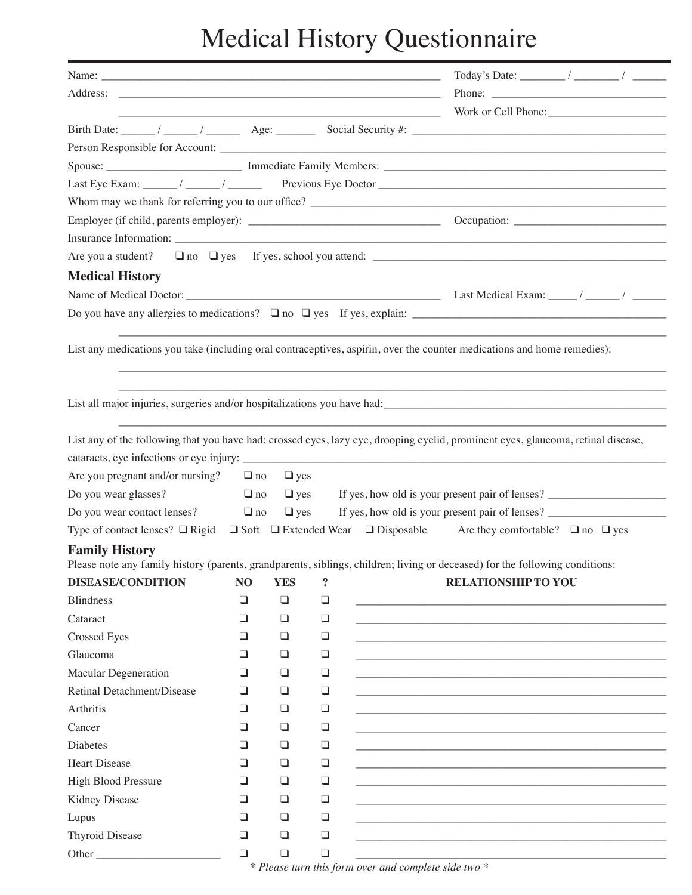# Medical History Questionnaire

Name: ____________________________________________ Today's Date: ______ / ______ / ______

Address: ____________________________________________ Phone: ______________________

____________________________________________ Work or Cell Phone: ______________________

Birth Date: ______ / ______ / ______ Age: _______ Social Security #: ______________________

Person Responsible for Account: ____________________________________________

Spouse: ______________________ Immediate Family Members: ______________________

Last Eye Exam: ______ / ______ / ______ Previous Eye Doctor ______________________

Whom may we thank for referring you to our office? ______________________

Employer (if child, parents employer): ______________________ Occupation: ______________________

Insurance Information: ____________________________________________

Are you a student? ❑ no ❑ yes If yes, school you attend: ______________________

## Medical History

Name of Medical Doctor: ______________________ Last Medical Exam: _____ / ______ / ______

Do you have any allergies to medications? ❑ no ❑ yes If yes, explain: ______________________

____________________________________________

List any medications you take (including oral contraceptives, aspirin, over the counter medications and home remedies):

____________________________________________

____________________________________________

List all major injuries, surgeries and/or hospitalizations you have had: ______________________

____________________________________________

List any of the following that you have had: crossed eyes, lazy eye, drooping eyelid, prominent eyes, glaucoma, retinal disease, cataracts, eye infections or eye injury: ______________________

Are you pregnant and/or nursing? ❑ no ❑ yes

Do you wear glasses? ❑ no ❑ yes If yes, how old is your present pair of lenses? ______________

Do you wear contact lenses? ❑ no ❑ yes If yes, how old is your present pair of lenses? ______________

Type of contact lenses? ❑ Rigid ❑ Soft ❑ Extended Wear ❑ Disposable Are they comfortable? ❑ no ❑ yes

## Family History

Please note any family history (parents, grandparents, siblings, children; living or deceased) for the following conditions:

| DISEASE/CONDITION | NO | YES | ? | RELATIONSHIP TO YOU |
|---|---|---|---|---|
| Blindness | ❑ | ❑ | ❑ | ______________________ |
| Cataract | ❑ | ❑ | ❑ | ______________________ |
| Crossed Eyes | ❑ | ❑ | ❑ | ______________________ |
| Glaucoma | ❑ | ❑ | ❑ | ______________________ |
| Macular Degeneration | ❑ | ❑ | ❑ | ______________________ |
| Retinal Detachment/Disease | ❑ | ❑ | ❑ | ______________________ |
| Arthritis | ❑ | ❑ | ❑ | ______________________ |
| Cancer | ❑ | ❑ | ❑ | ______________________ |
| Diabetes | ❑ | ❑ | ❑ | ______________________ |
| Heart Disease | ❑ | ❑ | ❑ | ______________________ |
| High Blood Pressure | ❑ | ❑ | ❑ | ______________________ |
| Kidney Disease | ❑ | ❑ | ❑ | ______________________ |
| Lupus | ❑ | ❑ | ❑ | ______________________ |
| Thyroid Disease | ❑ | ❑ | ❑ | ______________________ |
| Other ______________ | ❑ | ❑ | ❑ | ______________________ |

*\* Please turn this form over and complete side two \**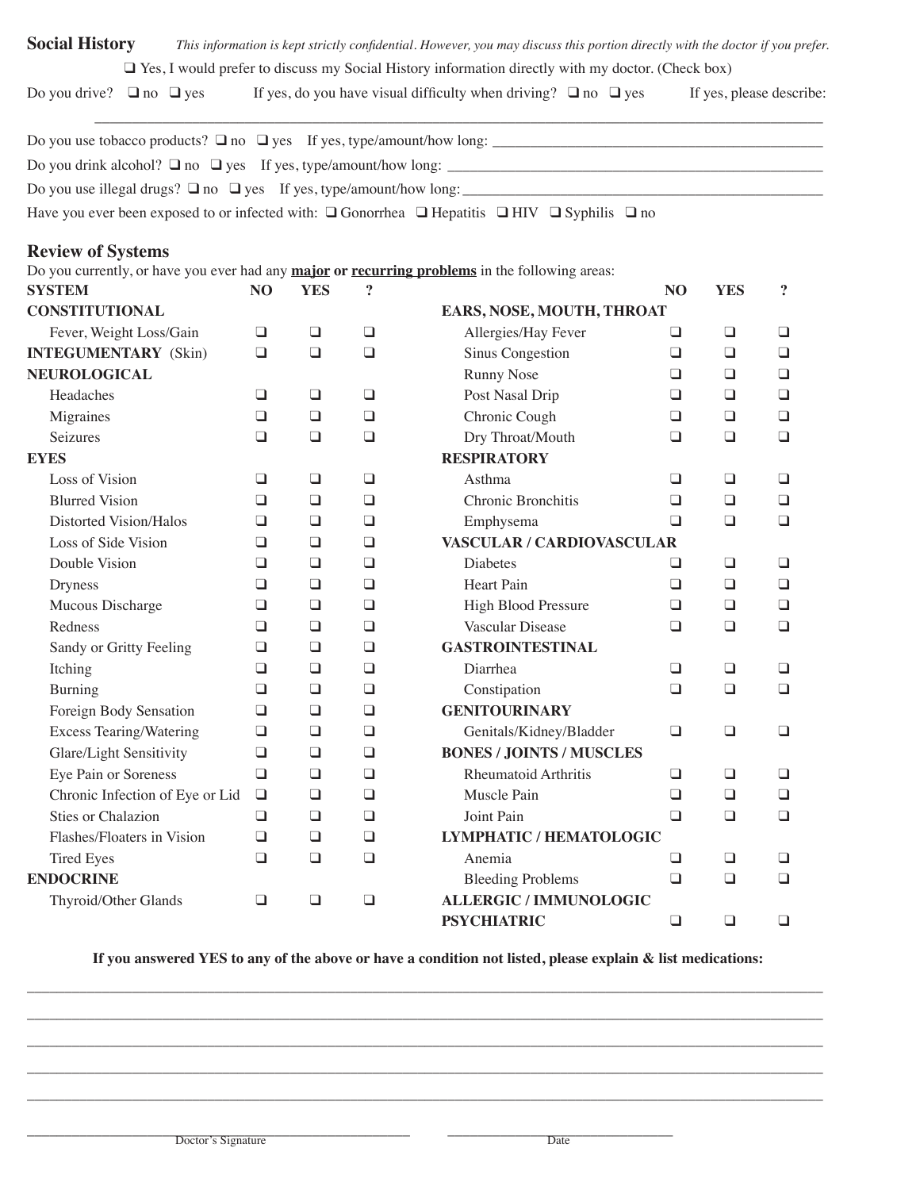## Social History

*This information is kept strictly confidential. However, you may discuss this portion directly with the doctor if you prefer.*

❑ Yes, I would prefer to discuss my Social History information directly with my doctor. (Check box)

Do you drive? ❑ no ❑ yes If yes, do you have visual difficulty when driving? ❑ no ❑ yes If yes, please describe: ______________________________

Do you use tobacco products? ❑ no ❑ yes If yes, type/amount/how long: ______________________________

Do you drink alcohol? ❑ no ❑ yes If yes, type/amount/how long: ______________________________

Do you use illegal drugs? ❑ no ❑ yes If yes, type/amount/how long: ______________________________

Have you ever been exposed to or infected with: ❑ Gonorrhea ❑ Hepatitis ❑ HIV ❑ Syphilis ❑ no

## Review of Systems

Do you currently, or have you ever had any **major** or **recurring problems** in the following areas:

| SYSTEM | NO | YES | ? |
|---|---|---|---|
| **CONSTITUTIONAL** | | | |
| Fever, Weight Loss/Gain | ❑ | ❑ | ❑ |
| **INTEGUMENTARY** (Skin) | ❑ | ❑ | ❑ |
| **NEUROLOGICAL** | | | |
| Headaches | ❑ | ❑ | ❑ |
| Migraines | ❑ | ❑ | ❑ |
| Seizures | ❑ | ❑ | ❑ |
| **EYES** | | | |
| Loss of Vision | ❑ | ❑ | ❑ |
| Blurred Vision | ❑ | ❑ | ❑ |
| Distorted Vision/Halos | ❑ | ❑ | ❑ |
| Loss of Side Vision | ❑ | ❑ | ❑ |
| Double Vision | ❑ | ❑ | ❑ |
| Dryness | ❑ | ❑ | ❑ |
| Mucous Discharge | ❑ | ❑ | ❑ |
| Redness | ❑ | ❑ | ❑ |
| Sandy or Gritty Feeling | ❑ | ❑ | ❑ |
| Itching | ❑ | ❑ | ❑ |
| Burning | ❑ | ❑ | ❑ |
| Foreign Body Sensation | ❑ | ❑ | ❑ |
| Excess Tearing/Watering | ❑ | ❑ | ❑ |
| Glare/Light Sensitivity | ❑ | ❑ | ❑ |
| Eye Pain or Soreness | ❑ | ❑ | ❑ |
| Chronic Infection of Eye or Lid | ❑ | ❑ | ❑ |
| Sties or Chalazion | ❑ | ❑ | ❑ |
| Flashes/Floaters in Vision | ❑ | ❑ | ❑ |
| Tired Eyes | ❑ | ❑ | ❑ |
| **ENDOCRINE** | | | |
| Thyroid/Other Glands | ❑ | ❑ | ❑ |

| | NO | YES | ? |
|---|---|---|---|
| **EARS, NOSE, MOUTH, THROAT** | | | |
| Allergies/Hay Fever | ❑ | ❑ | ❑ |
| Sinus Congestion | ❑ | ❑ | ❑ |
| Runny Nose | ❑ | ❑ | ❑ |
| Post Nasal Drip | ❑ | ❑ | ❑ |
| Chronic Cough | ❑ | ❑ | ❑ |
| Dry Throat/Mouth | ❑ | ❑ | ❑ |
| **RESPIRATORY** | | | |
| Asthma | ❑ | ❑ | ❑ |
| Chronic Bronchitis | ❑ | ❑ | ❑ |
| Emphysema | ❑ | ❑ | ❑ |
| **VASCULAR / CARDIOVASCULAR** | | | |
| Diabetes | ❑ | ❑ | ❑ |
| Heart Pain | ❑ | ❑ | ❑ |
| High Blood Pressure | ❑ | ❑ | ❑ |
| Vascular Disease | ❑ | ❑ | ❑ |
| **GASTROINTESTINAL** | | | |
| Diarrhea | ❑ | ❑ | ❑ |
| Constipation | ❑ | ❑ | ❑ |
| **GENITOURINARY** | | | |
| Genitals/Kidney/Bladder | ❑ | ❑ | ❑ |
| **BONES / JOINTS / MUSCLES** | | | |
| Rheumatoid Arthritis | ❑ | ❑ | ❑ |
| Muscle Pain | ❑ | ❑ | ❑ |
| Joint Pain | ❑ | ❑ | ❑ |
| **LYMPHATIC / HEMATOLOGIC** | | | |
| Anemia | ❑ | ❑ | ❑ |
| Bleeding Problems | ❑ | ❑ | ❑ |
| **ALLERGIC / IMMUNOLOGIC** | | | |
| **PSYCHIATRIC** | ❑ | ❑ | ❑ |

**If you answered YES to any of the above or have a condition not listed, please explain & list medications:**

______________________________

______________________________

______________________________

______________________________

______________________________

______________________________ Doctor's Signature

______________________________ Date